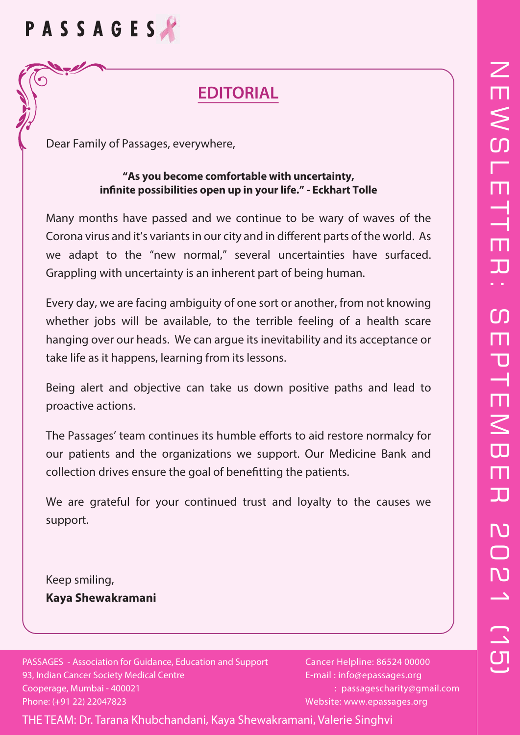# PASSAGES

## EDITORIAL

Dear Family of Passages, everywhere,

**"As you become comfortable with uncertainty, infinite possibilities open up in your life." - Eckhart Tolle**

Many months have passed and we continue to be wary of waves of the Corona virus and it's variants in our city and in different parts of the world. As we adapt to the "new normal," several uncertainties have surfaced. Grappling with uncertainty is an inherent part of being human.

Every day, we are facing ambiguity of one sort or another, from not knowing whether jobs will be available, to the terrible feeling of a health scare hanging over our heads. We can argue its inevitability and its acceptance or take life as it happens, learning from its lessons.

Being alert and objective can take us down positive paths and lead to proactive actions.

The Passages' team continues its humble efforts to aid restore normalcy for our patients and the organizations we support. Our Medicine Bank and collection drives ensure the goal of benefitting the patients.

We are grateful for your continued trust and loyalty to the causes we support.

Keep smiling,
**Kaya Shewakramani**

NEWSLETTER: SEPTEMBER 2021 (15)

PASSAGES - Association for Guidance, Education and Support
93, Indian Cancer Society Medical Centre
Cooperage, Mumbai - 400021
Phone: (+91 22) 22047823

Cancer Helpline: 86524 00000
E-mail : info@epassages.org
: passagescharity@gmail.com
Website: www.epassages.org

THE TEAM: Dr. Tarana Khubchandani, Kaya Shewakramani, Valerie Singhvi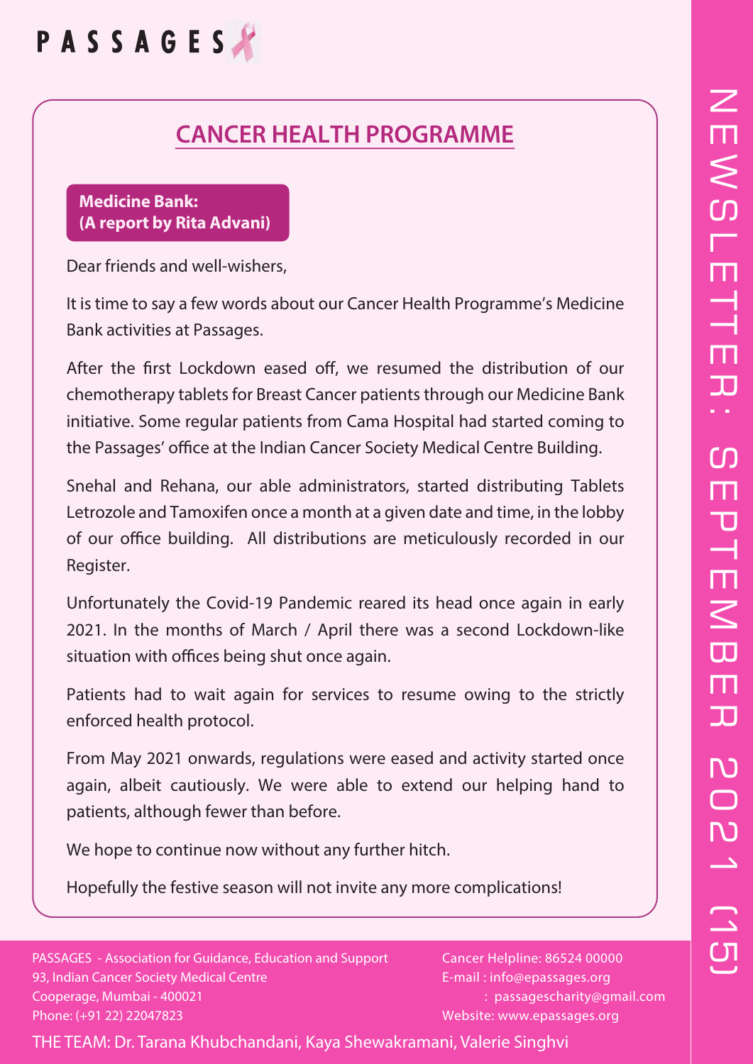# CANCER HEALTH PROGRAMME

**Medicine Bank:**
**(A report by Rita Advani)**

Dear friends and well-wishers,

It is time to say a few words about our Cancer Health Programme's Medicine Bank activities at Passages.

After the first Lockdown eased off, we resumed the distribution of our chemotherapy tablets for Breast Cancer patients through our Medicine Bank initiative. Some regular patients from Cama Hospital had started coming to the Passages' office at the Indian Cancer Society Medical Centre Building.

Snehal and Rehana, our able administrators, started distributing Tablets Letrozole and Tamoxifen once a month at a given date and time, in the lobby of our office building. All distributions are meticulously recorded in our Register.

Unfortunately the Covid-19 Pandemic reared its head once again in early 2021. In the months of March / April there was a second Lockdown-like situation with offices being shut once again.

Patients had to wait again for services to resume owing to the strictly enforced health protocol.

From May 2021 onwards, regulations were eased and activity started once again, albeit cautiously. We were able to extend our helping hand to patients, although fewer than before.

We hope to continue now without any further hitch.

Hopefully the festive season will not invite any more complications!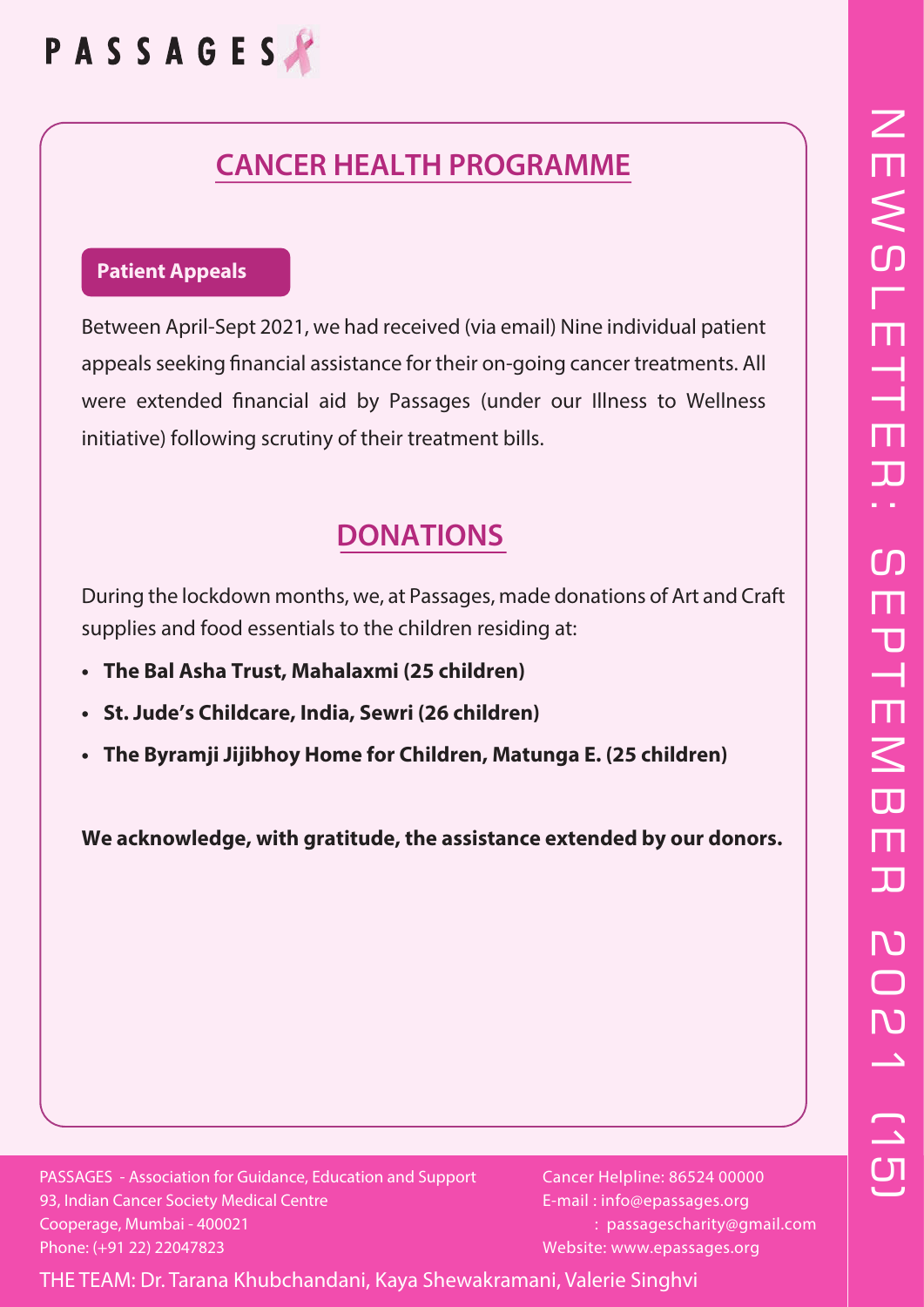## CANCER HEALTH PROGRAMME

### Patient Appeals

Between April-Sept 2021, we had received (via email) Nine individual patient appeals seeking financial assistance for their on-going cancer treatments. All were extended financial aid by Passages (under our Illness to Wellness initiative) following scrutiny of their treatment bills.

## DONATIONS

During the lockdown months, we, at Passages, made donations of Art and Craft supplies and food essentials to the children residing at:

- **The Bal Asha Trust, Mahalaxmi (25 children)**
- **St. Jude's Childcare, India, Sewri (26 children)**
- **The Byramji Jijibhoy Home for Children, Matunga E. (25 children)**

**We acknowledge, with gratitude, the assistance extended by our donors.**